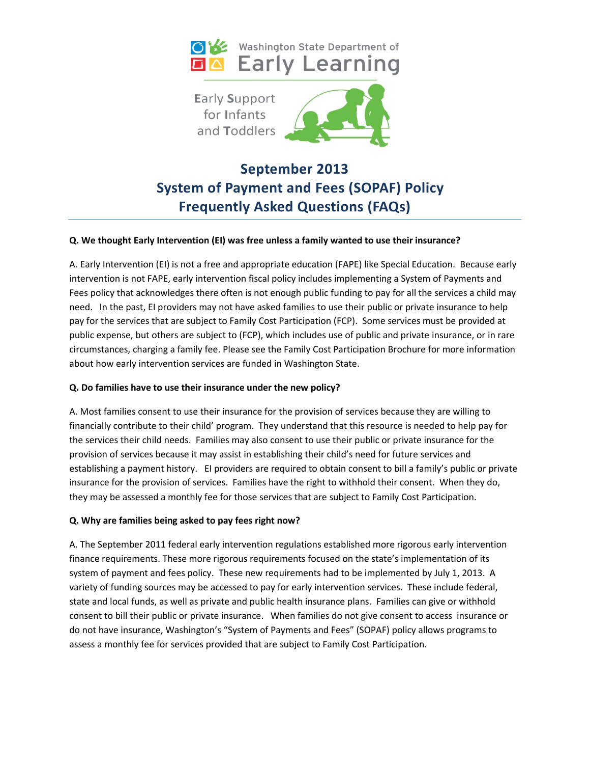Washington State Department of Early Learning

Early Support for Infants and Toddlers

# September 2013
# System of Payment and Fees (SOPAF) Policy
# Frequently Asked Questions (FAQs)

**Q. We thought Early Intervention (EI) was free unless a family wanted to use their insurance?**

A. Early Intervention (EI) is not a free and appropriate education (FAPE) like Special Education. Because early intervention is not FAPE, early intervention fiscal policy includes implementing a System of Payments and Fees policy that acknowledges there often is not enough public funding to pay for all the services a child may need. In the past, EI providers may not have asked families to use their public or private insurance to help pay for the services that are subject to Family Cost Participation (FCP). Some services must be provided at public expense, but others are subject to (FCP), which includes use of public and private insurance, or in rare circumstances, charging a family fee. Please see the Family Cost Participation Brochure for more information about how early intervention services are funded in Washington State.

**Q. Do families have to use their insurance under the new policy?**

A. Most families consent to use their insurance for the provision of services because they are willing to financially contribute to their child' program. They understand that this resource is needed to help pay for the services their child needs. Families may also consent to use their public or private insurance for the provision of services because it may assist in establishing their child's need for future services and establishing a payment history. EI providers are required to obtain consent to bill a family's public or private insurance for the provision of services. Families have the right to withhold their consent. When they do, they may be assessed a monthly fee for those services that are subject to Family Cost Participation.

**Q. Why are families being asked to pay fees right now?**

A. The September 2011 federal early intervention regulations established more rigorous early intervention finance requirements. These more rigorous requirements focused on the state's implementation of its system of payment and fees policy. These new requirements had to be implemented by July 1, 2013. A variety of funding sources may be accessed to pay for early intervention services. These include federal, state and local funds, as well as private and public health insurance plans. Families can give or withhold consent to bill their public or private insurance. When families do not give consent to access insurance or do not have insurance, Washington's "System of Payments and Fees" (SOPAF) policy allows programs to assess a monthly fee for services provided that are subject to Family Cost Participation.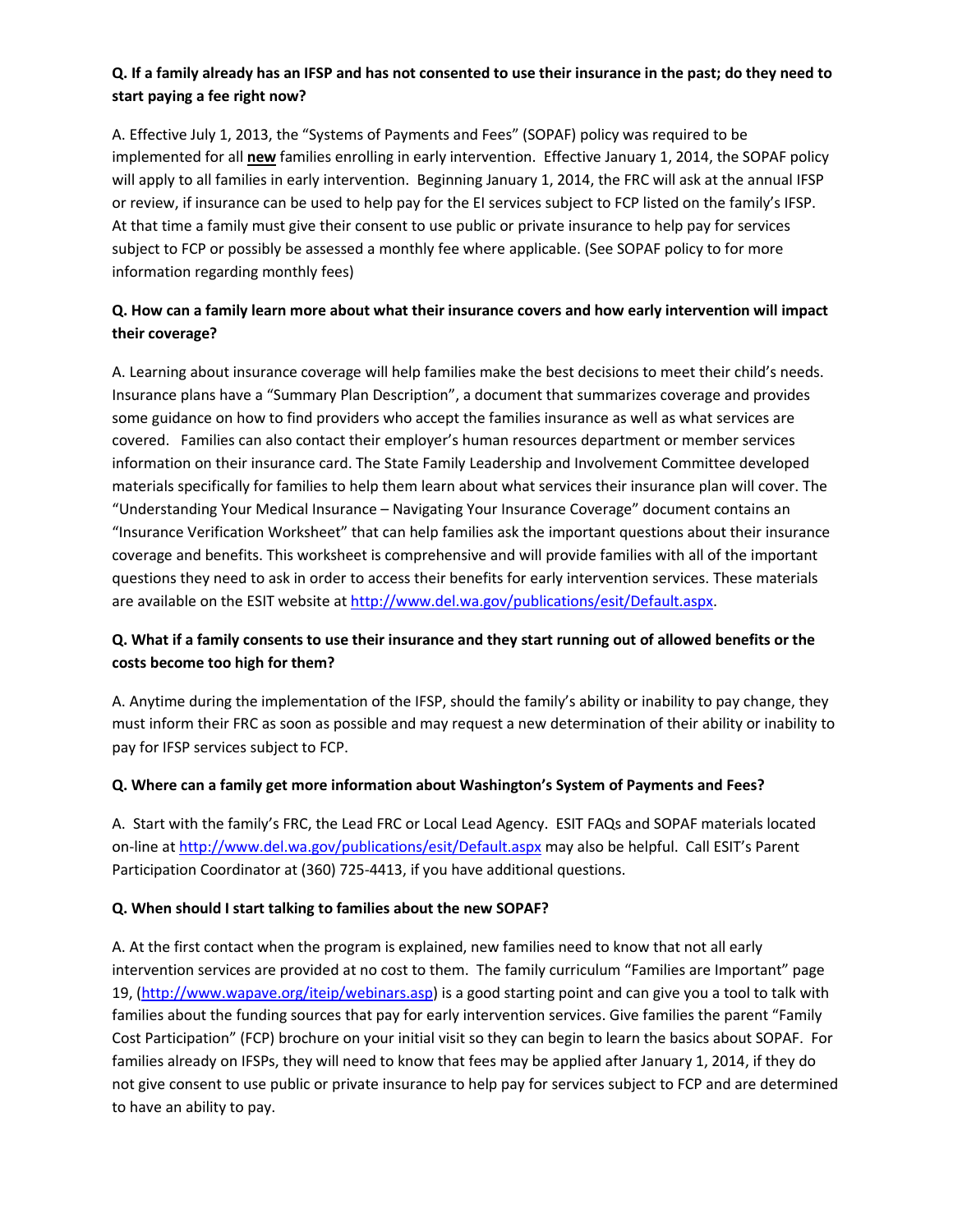**Q. If a family already has an IFSP and has not consented to use their insurance in the past; do they need to start paying a fee right now?**

A. Effective July 1, 2013, the "Systems of Payments and Fees" (SOPAF) policy was required to be implemented for all **new** families enrolling in early intervention. Effective January 1, 2014, the SOPAF policy will apply to all families in early intervention. Beginning January 1, 2014, the FRC will ask at the annual IFSP or review, if insurance can be used to help pay for the EI services subject to FCP listed on the family's IFSP. At that time a family must give their consent to use public or private insurance to help pay for services subject to FCP or possibly be assessed a monthly fee where applicable. (See SOPAF policy to for more information regarding monthly fees)

**Q. How can a family learn more about what their insurance covers and how early intervention will impact their coverage?**

A. Learning about insurance coverage will help families make the best decisions to meet their child's needs. Insurance plans have a "Summary Plan Description", a document that summarizes coverage and provides some guidance on how to find providers who accept the families insurance as well as what services are covered. Families can also contact their employer's human resources department or member services information on their insurance card. The State Family Leadership and Involvement Committee developed materials specifically for families to help them learn about what services their insurance plan will cover. The "Understanding Your Medical Insurance – Navigating Your Insurance Coverage" document contains an "Insurance Verification Worksheet" that can help families ask the important questions about their insurance coverage and benefits. This worksheet is comprehensive and will provide families with all of the important questions they need to ask in order to access their benefits for early intervention services. These materials are available on the ESIT website at http://www.del.wa.gov/publications/esit/Default.aspx.

**Q. What if a family consents to use their insurance and they start running out of allowed benefits or the costs become too high for them?**

A. Anytime during the implementation of the IFSP, should the family's ability or inability to pay change, they must inform their FRC as soon as possible and may request a new determination of their ability or inability to pay for IFSP services subject to FCP.

**Q. Where can a family get more information about Washington's System of Payments and Fees?**

A. Start with the family's FRC, the Lead FRC or Local Lead Agency. ESIT FAQs and SOPAF materials located on-line at http://www.del.wa.gov/publications/esit/Default.aspx may also be helpful. Call ESIT's Parent Participation Coordinator at (360) 725-4413, if you have additional questions.

**Q. When should I start talking to families about the new SOPAF?**

A. At the first contact when the program is explained, new families need to know that not all early intervention services are provided at no cost to them. The family curriculum "Families are Important" page 19, (http://www.wapave.org/iteip/webinars.asp) is a good starting point and can give you a tool to talk with families about the funding sources that pay for early intervention services. Give families the parent "Family Cost Participation" (FCP) brochure on your initial visit so they can begin to learn the basics about SOPAF. For families already on IFSPs, they will need to know that fees may be applied after January 1, 2014, if they do not give consent to use public or private insurance to help pay for services subject to FCP and are determined to have an ability to pay.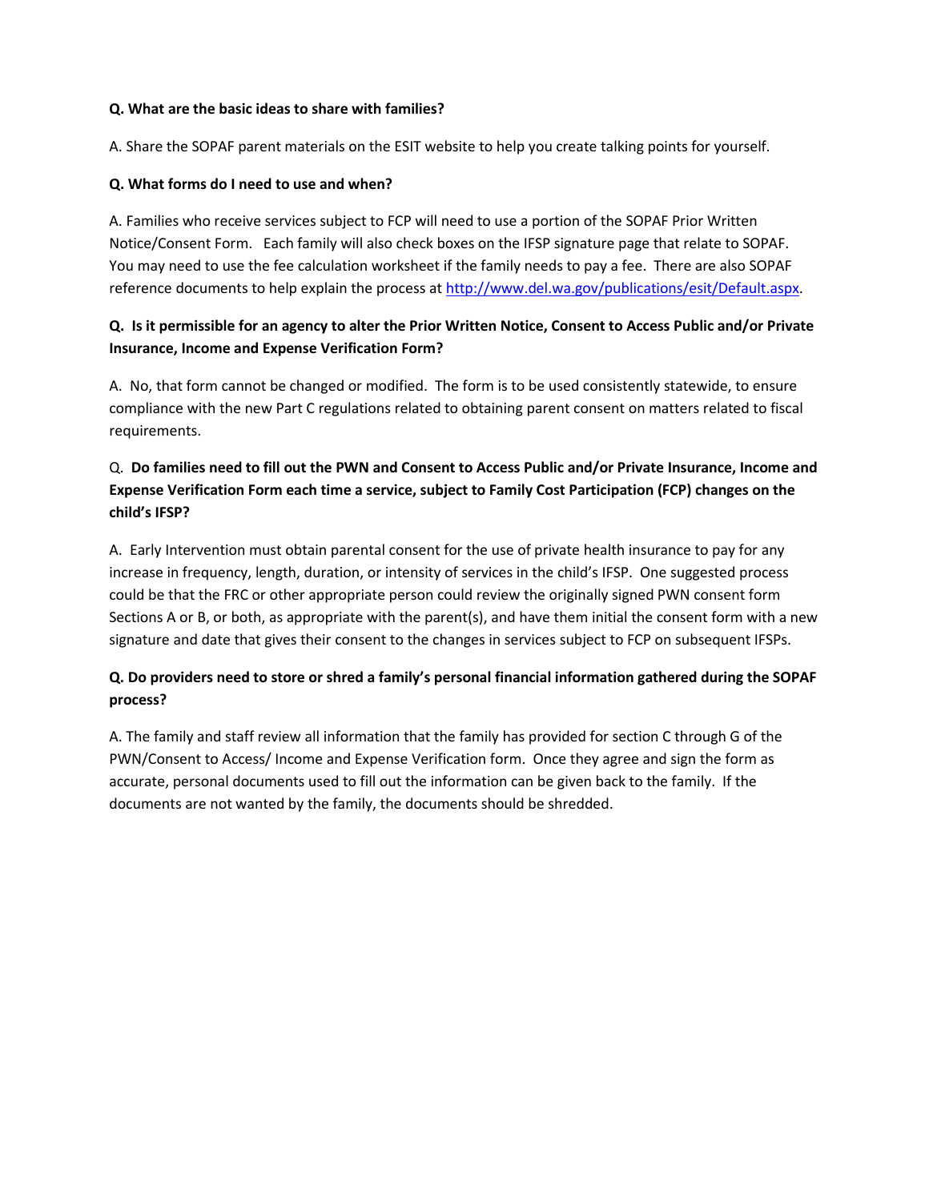**Q. What are the basic ideas to share with families?**

A. Share the SOPAF parent materials on the ESIT website to help you create talking points for yourself.

**Q. What forms do I need to use and when?**

A. Families who receive services subject to FCP will need to use a portion of the SOPAF Prior Written Notice/Consent Form. Each family will also check boxes on the IFSP signature page that relate to SOPAF. You may need to use the fee calculation worksheet if the family needs to pay a fee. There are also SOPAF reference documents to help explain the process at [http://www.del.wa.gov/publications/esit/Default.aspx](http://www.del.wa.gov/publications/esit/Default.aspx).

**Q. Is it permissible for an agency to alter the Prior Written Notice, Consent to Access Public and/or Private Insurance, Income and Expense Verification Form?**

A. No, that form cannot be changed or modified. The form is to be used consistently statewide, to ensure compliance with the new Part C regulations related to obtaining parent consent on matters related to fiscal requirements.

Q. **Do families need to fill out the PWN and Consent to Access Public and/or Private Insurance, Income and Expense Verification Form each time a service, subject to Family Cost Participation (FCP) changes on the child's IFSP?**

A. Early Intervention must obtain parental consent for the use of private health insurance to pay for any increase in frequency, length, duration, or intensity of services in the child's IFSP. One suggested process could be that the FRC or other appropriate person could review the originally signed PWN consent form Sections A or B, or both, as appropriate with the parent(s), and have them initial the consent form with a new signature and date that gives their consent to the changes in services subject to FCP on subsequent IFSPs.

**Q. Do providers need to store or shred a family's personal financial information gathered during the SOPAF process?**

A. The family and staff review all information that the family has provided for section C through G of the PWN/Consent to Access/ Income and Expense Verification form. Once they agree and sign the form as accurate, personal documents used to fill out the information can be given back to the family. If the documents are not wanted by the family, the documents should be shredded.